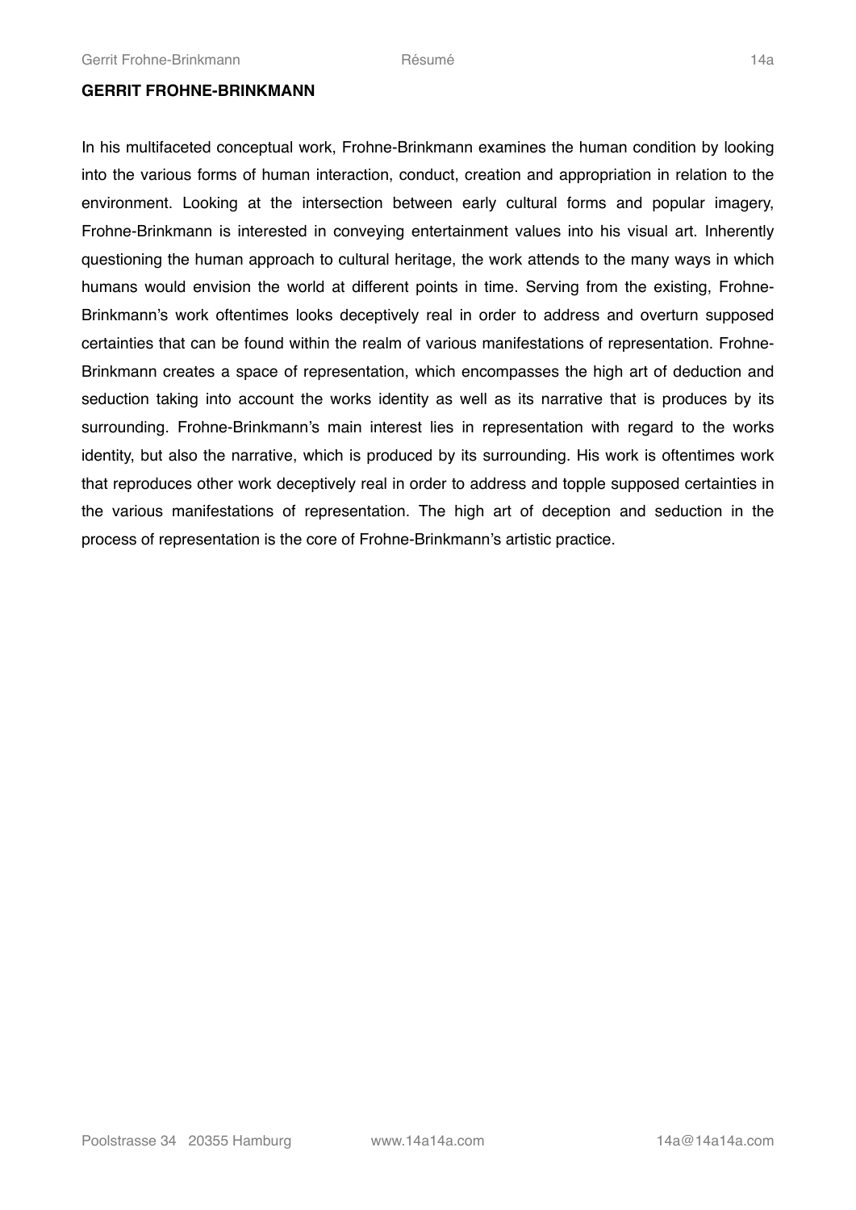**GERRIT FROHNE-BRINKMANN**

In his multifaceted conceptual work, Frohne-Brinkmann examines the human condition by looking into the various forms of human interaction, conduct, creation and appropriation in relation to the environment. Looking at the intersection between early cultural forms and popular imagery, Frohne-Brinkmann is interested in conveying entertainment values into his visual art. Inherently questioning the human approach to cultural heritage, the work attends to the many ways in which humans would envision the world at different points in time. Serving from the existing, Frohne-Brinkmann's work oftentimes looks deceptively real in order to address and overturn supposed certainties that can be found within the realm of various manifestations of representation. Frohne-Brinkmann creates a space of representation, which encompasses the high art of deduction and seduction taking into account the works identity as well as its narrative that is produces by its surrounding. Frohne-Brinkmann's main interest lies in representation with regard to the works identity, but also the narrative, which is produced by its surrounding. His work is oftentimes work that reproduces other work deceptively real in order to address and topple supposed certainties in the various manifestations of representation. The high art of deception and seduction in the process of representation is the core of Frohne-Brinkmann's artistic practice.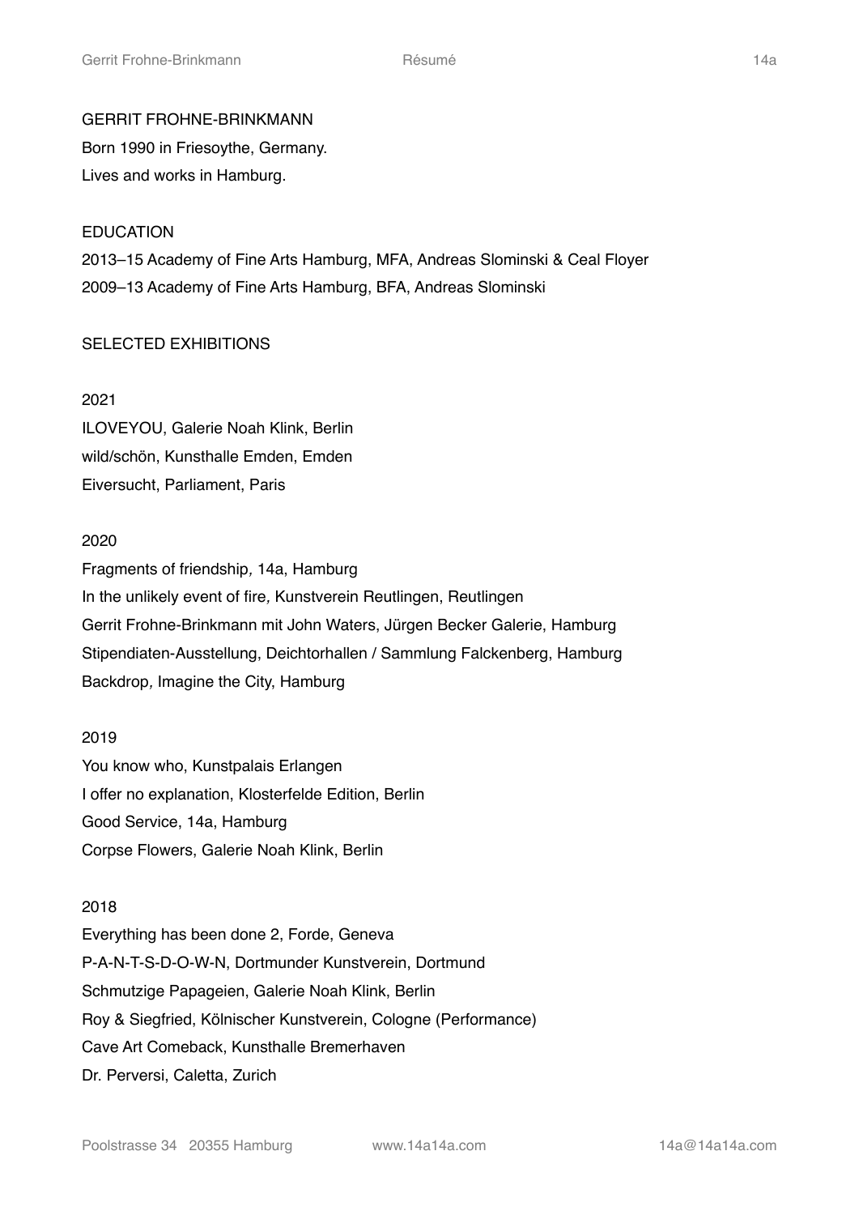## GERRIT FROHNE-BRINKMANN

Born 1990 in Friesoythe, Germany.
Lives and works in Hamburg.

### EDUCATION

2013–15 Academy of Fine Arts Hamburg, MFA, Andreas Slominski & Ceal Floyer
2009–13 Academy of Fine Arts Hamburg, BFA, Andreas Slominski

### SELECTED EXHIBITIONS

2021

ILOVEYOU, Galerie Noah Klink, Berlin
wild/schön, Kunsthalle Emden, Emden
Eiversucht, Parliament, Paris

2020

Fragments of friendship*,* 14a, Hamburg
In the unlikely event of fire*,* Kunstverein Reutlingen, Reutlingen
Gerrit Frohne-Brinkmann mit John Waters, Jürgen Becker Galerie, Hamburg
Stipendiaten-Ausstellung, Deichtorhallen / Sammlung Falckenberg, Hamburg
Backdrop*,* Imagine the City, Hamburg

2019

You know who, Kunstpalais Erlangen
I offer no explanation, Klosterfelde Edition, Berlin
Good Service, 14a, Hamburg
Corpse Flowers, Galerie Noah Klink, Berlin

2018

Everything has been done 2, Forde, Geneva
P-A-N-T-S-D-O-W-N, Dortmunder Kunstverein, Dortmund
Schmutzige Papageien, Galerie Noah Klink, Berlin
Roy & Siegfried, Kölnischer Kunstverein, Cologne (Performance)
Cave Art Comeback, Kunsthalle Bremerhaven
Dr. Perversi, Caletta, Zurich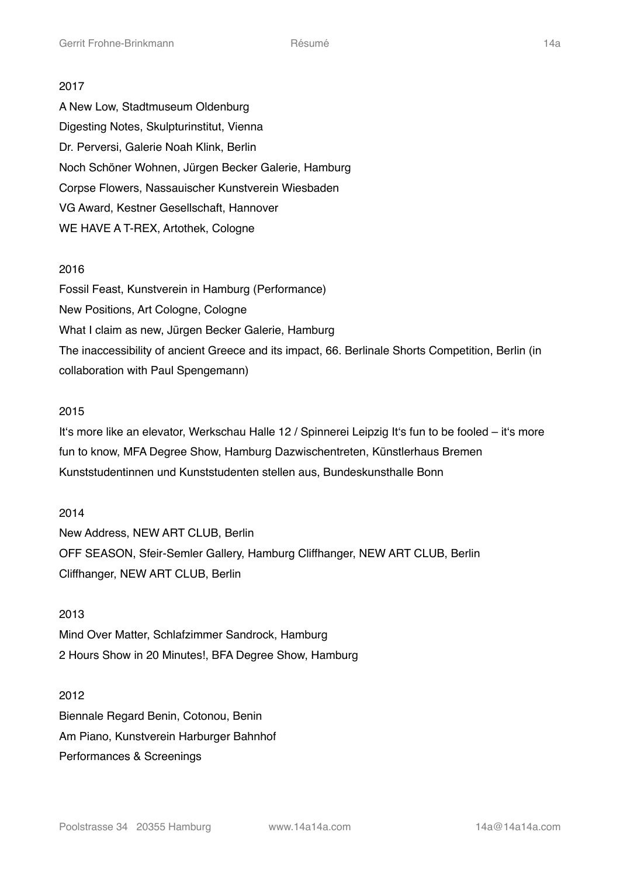2017

A New Low, Stadtmuseum Oldenburg
Digesting Notes, Skulpturinstitut, Vienna
Dr. Perversi, Galerie Noah Klink, Berlin
Noch Schöner Wohnen, Jürgen Becker Galerie, Hamburg
Corpse Flowers, Nassauischer Kunstverein Wiesbaden
VG Award, Kestner Gesellschaft, Hannover
WE HAVE A T-REX, Artothek, Cologne

2016

Fossil Feast, Kunstverein in Hamburg (Performance)
New Positions, Art Cologne, Cologne
What I claim as new, Jürgen Becker Galerie, Hamburg
The inaccessibility of ancient Greece and its impact, 66. Berlinale Shorts Competition, Berlin (in collaboration with Paul Spengemann)

2015

It‘s more like an elevator, Werkschau Halle 12 / Spinnerei Leipzig It‘s fun to be fooled – it‘s more fun to know, MFA Degree Show, Hamburg Dazwischentreten, Künstlerhaus Bremen
Kunststudentinnen und Kunststudenten stellen aus, Bundeskunsthalle Bonn

2014

New Address, NEW ART CLUB, Berlin
OFF SEASON, Sfeir-Semler Gallery, Hamburg Cliffhanger, NEW ART CLUB, Berlin
Cliffhanger, NEW ART CLUB, Berlin

2013

Mind Over Matter, Schlafzimmer Sandrock, Hamburg
2 Hours Show in 20 Minutes!, BFA Degree Show, Hamburg

2012

Biennale Regard Benin, Cotonou, Benin
Am Piano, Kunstverein Harburger Bahnhof
Performances & Screenings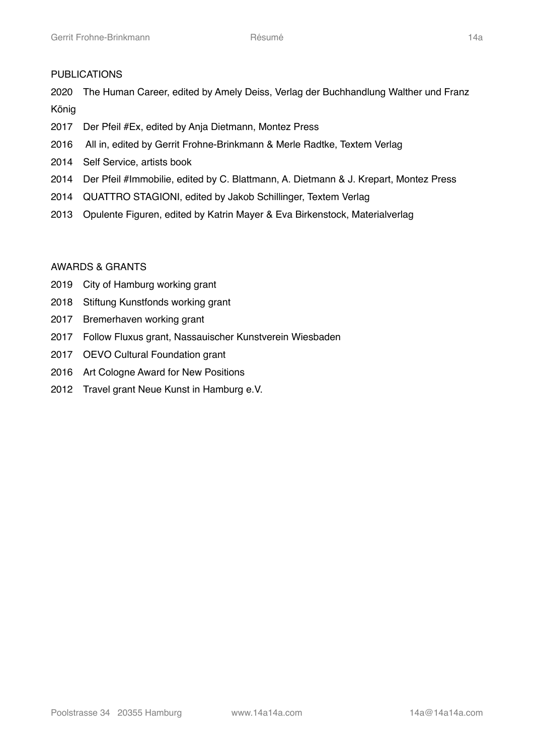## PUBLICATIONS

2020 The Human Career, edited by Amely Deiss, Verlag der Buchhandlung Walther und Franz König

2017 Der Pfeil #Ex, edited by Anja Dietmann, Montez Press

2016 All in, edited by Gerrit Frohne-Brinkmann & Merle Radtke, Textem Verlag

2014 Self Service, artists book

2014 Der Pfeil #Immobilie, edited by C. Blattmann, A. Dietmann & J. Krepart, Montez Press

2014 QUATTRO STAGIONI, edited by Jakob Schillinger, Textem Verlag

2013 Opulente Figuren, edited by Katrin Mayer & Eva Birkenstock, Materialverlag

## AWARDS & GRANTS

2019 City of Hamburg working grant

2018 Stiftung Kunstfonds working grant

2017 Bremerhaven working grant

2017 Follow Fluxus grant, Nassauischer Kunstverein Wiesbaden

2017 OEVO Cultural Foundation grant

2016 Art Cologne Award for New Positions

2012 Travel grant Neue Kunst in Hamburg e.V.